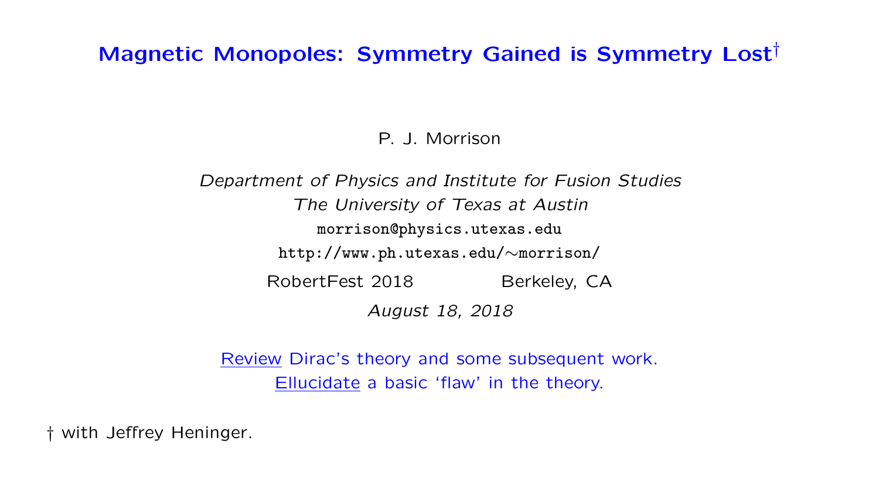# Magnetic Monopoles: Symmetry Gained is Symmetry Lost†

P. J. Morrison

*Department of Physics and Institute for Fusion Studies*
*The University of Texas at Austin*
morrison@physics.utexas.edu
http://www.ph.utexas.edu/∼morrison/

RobertFest 2018 Berkeley, CA

*August 18, 2018*

Review Dirac's theory and some subsequent work.
Ellucidate a basic 'flaw' in the theory.

† with Jeffrey Heninger.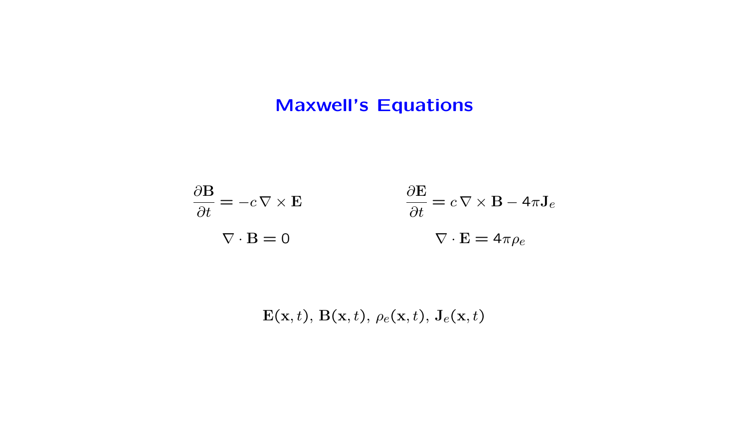# Maxwell's Equations

$$\frac{\partial \mathbf{B}}{\partial t} = -c\,\nabla \times \mathbf{E} \qquad\qquad \frac{\partial \mathbf{E}}{\partial t} = c\,\nabla \times \mathbf{B} - 4\pi \mathbf{J}_e$$

$$\nabla \cdot \mathbf{B} = 0 \qquad\qquad \nabla \cdot \mathbf{E} = 4\pi \rho_e$$

$$\mathbf{E}(\mathbf{x}, t),\ \mathbf{B}(\mathbf{x}, t),\ \rho_e(\mathbf{x}, t),\ \mathbf{J}_e(\mathbf{x}, t)$$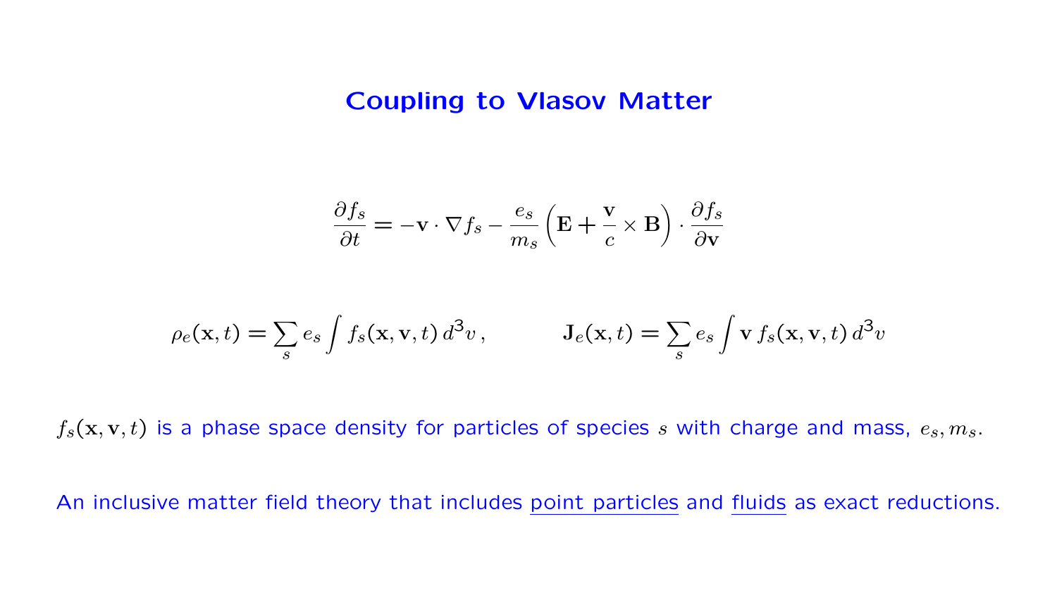# Coupling to Vlasov Matter

$$\frac{\partial f_s}{\partial t} = -\mathbf{v} \cdot \nabla f_s - \frac{e_s}{m_s}\left(\mathbf{E} + \frac{\mathbf{v}}{c} \times \mathbf{B}\right) \cdot \frac{\partial f_s}{\partial \mathbf{v}}$$

$$\rho_e(\mathbf{x}, t) = \sum_s e_s \int f_s(\mathbf{x}, \mathbf{v}, t)\, d^3v\,, \qquad \mathbf{J}_e(\mathbf{x}, t) = \sum_s e_s \int \mathbf{v}\, f_s(\mathbf{x}, \mathbf{v}, t)\, d^3v$$

$f_s(\mathbf{x}, \mathbf{v}, t)$ is a phase space density for particles of species $s$ with charge and mass, $e_s, m_s$.

An inclusive matter field theory that includes point particles and fluids as exact reductions.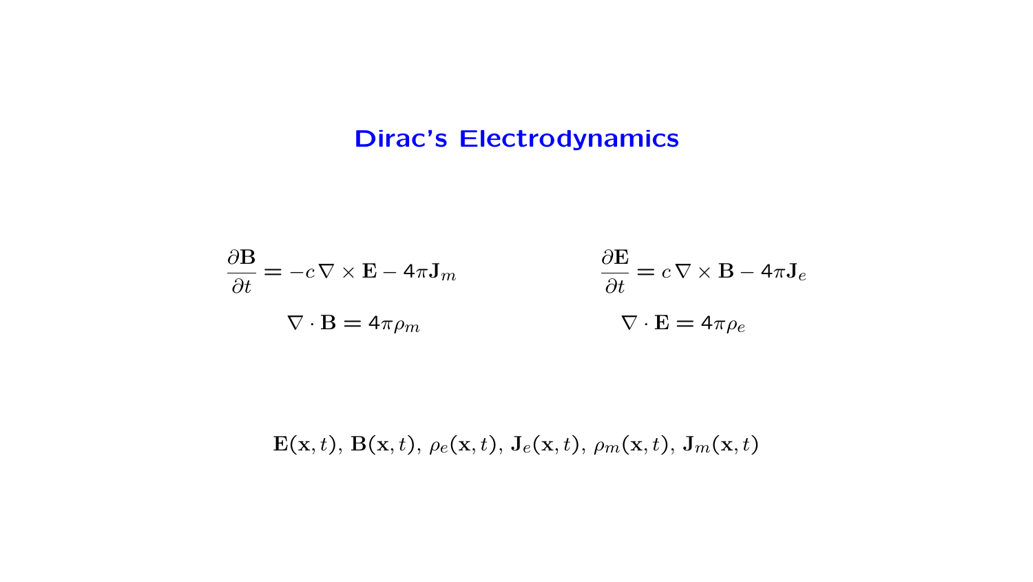# Dirac's Electrodynamics

$$\frac{\partial \mathbf{B}}{\partial t} = -c\,\nabla \times \mathbf{E} - 4\pi \mathbf{J}_m \qquad\qquad \frac{\partial \mathbf{E}}{\partial t} = c\,\nabla \times \mathbf{B} - 4\pi \mathbf{J}_e$$

$$\nabla \cdot \mathbf{B} = 4\pi \rho_m \qquad\qquad \nabla \cdot \mathbf{E} = 4\pi \rho_e$$

$$\mathbf{E}(\mathbf{x}, t),\ \mathbf{B}(\mathbf{x}, t),\ \rho_e(\mathbf{x}, t),\ \mathbf{J}_e(\mathbf{x}, t),\ \rho_m(\mathbf{x}, t),\ \mathbf{J}_m(\mathbf{x}, t)$$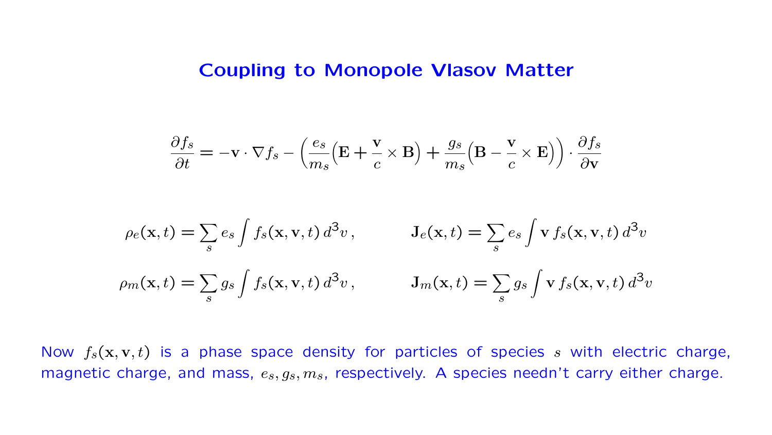## Coupling to Monopole Vlasov Matter

$$\frac{\partial f_s}{\partial t} = -\mathbf{v}\cdot\nabla f_s - \left(\frac{e_s}{m_s}\Big(\mathbf{E} + \frac{\mathbf{v}}{c}\times\mathbf{B}\Big) + \frac{g_s}{m_s}\Big(\mathbf{B} - \frac{\mathbf{v}}{c}\times\mathbf{E}\Big)\right)\cdot\frac{\partial f_s}{\partial \mathbf{v}}$$

$$\rho_e(\mathbf{x},t) = \sum_s e_s \int f_s(\mathbf{x},\mathbf{v},t)\, d^3v\,, \qquad \mathbf{J}_e(\mathbf{x},t) = \sum_s e_s \int \mathbf{v}\, f_s(\mathbf{x},\mathbf{v},t)\, d^3v$$

$$\rho_m(\mathbf{x},t) = \sum_s g_s \int f_s(\mathbf{x},\mathbf{v},t)\, d^3v\,, \qquad \mathbf{J}_m(\mathbf{x},t) = \sum_s g_s \int \mathbf{v}\, f_s(\mathbf{x},\mathbf{v},t)\, d^3v$$

Now $f_s(\mathbf{x},\mathbf{v},t)$ is a phase space density for particles of species $s$ with electric charge, magnetic charge, and mass, $e_s, g_s, m_s$, respectively. A species needn't carry either charge.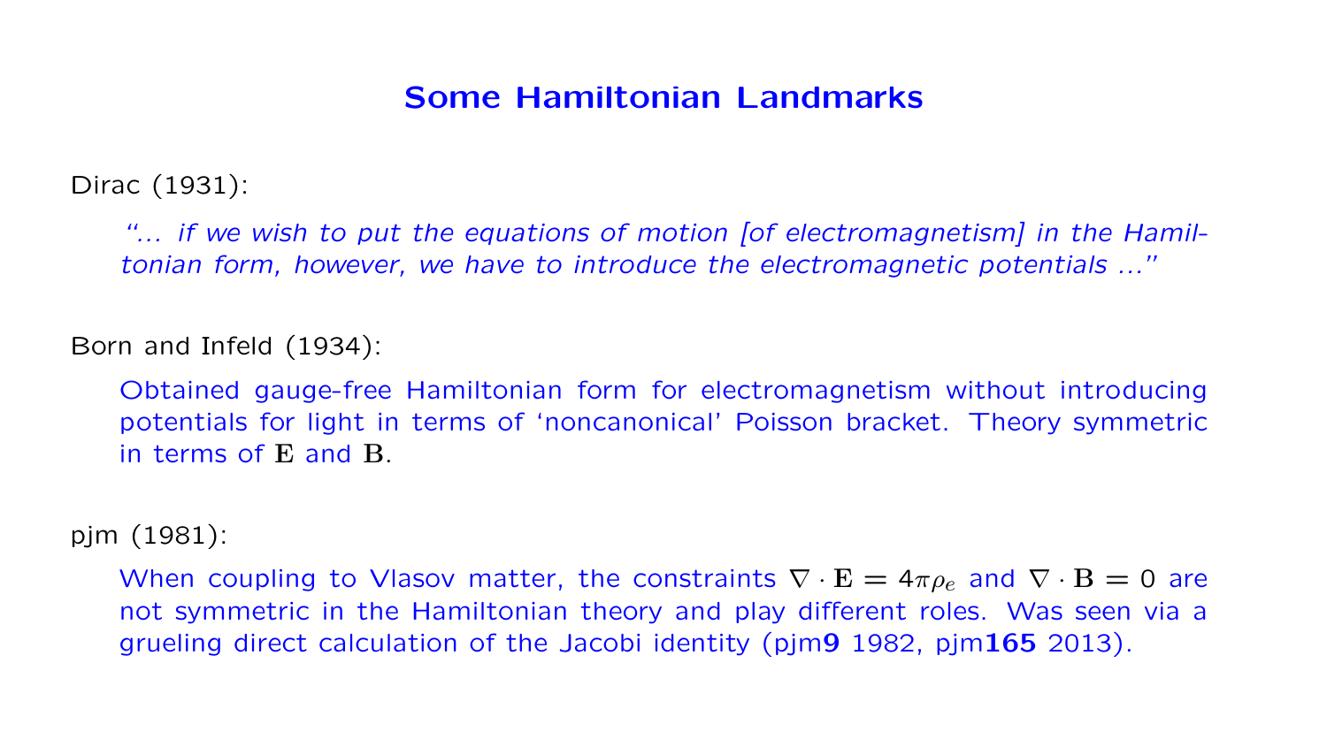# Some Hamiltonian Landmarks

Dirac (1931):

> *"... if we wish to put the equations of motion [of electromagnetism] in the Hamiltonian form, however, we have to introduce the electromagnetic potentials ..."*

Born and Infeld (1934):

> Obtained gauge-free Hamiltonian form for electromagnetism without introducing potentials for light in terms of 'noncanonical' Poisson bracket. Theory symmetric in terms of $\mathbf{E}$ and $\mathbf{B}$.

pjm (1981):

> When coupling to Vlasov matter, the constraints $\nabla \cdot \mathbf{E} = 4\pi\rho_e$ and $\nabla \cdot \mathbf{B} = 0$ are not symmetric in the Hamiltonian theory and play different roles. Was seen via a grueling direct calculation of the Jacobi identity (pjm**9** 1982, pjm**165** 2013).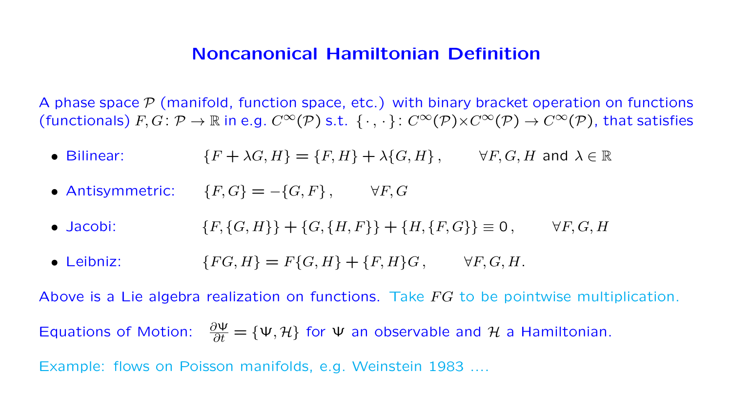# Noncanonical Hamiltonian Definition

A phase space $\mathcal{P}$ (manifold, function space, etc.) with binary bracket operation on functions (functionals) $F, G \colon \mathcal{P} \to \mathbb{R}$ in e.g. $C^\infty(\mathcal{P})$ s.t. $\{\cdot\,,\cdot\} \colon C^\infty(\mathcal{P}) \times C^\infty(\mathcal{P}) \to C^\infty(\mathcal{P})$, that satisfies

- Bilinear: $\{F + \lambda G, H\} = \{F, H\} + \lambda\{G, H\}\,, \qquad \forall F, G, H$ and $\lambda \in \mathbb{R}$
- Antisymmetric: $\{F, G\} = -\{G, F\}\,, \qquad \forall F, G$
- Jacobi: $\{F, \{G, H\}\} + \{G, \{H, F\}\} + \{H, \{F, G\}\} \equiv 0\,, \qquad \forall F, G, H$
- Leibniz: $\{FG, H\} = F\{G, H\} + \{F, H\}G\,, \qquad \forall F, G, H.$

Above is a Lie algebra realization on functions. Take $FG$ to be pointwise multiplication.

Equations of Motion: $\frac{\partial \Psi}{\partial t} = \{\Psi, \mathcal{H}\}$ for $\Psi$ an observable and $\mathcal{H}$ a Hamiltonian.

Example: flows on Poisson manifolds, e.g. Weinstein 1983 ....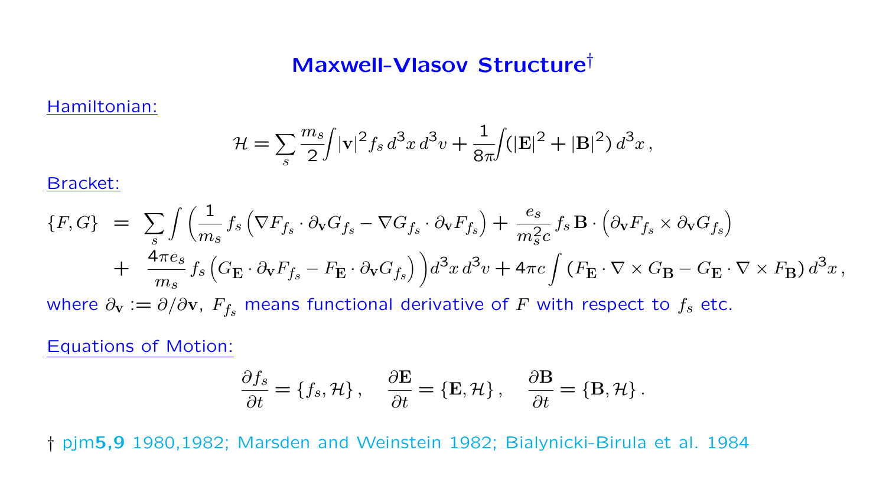# Maxwell-Vlasov Structure†

Hamiltonian:

$$\mathcal{H} = \sum_s \frac{m_s}{2}\int |\mathbf{v}|^2 f_s \, d^3x \, d^3v + \frac{1}{8\pi}\int (|\mathbf{E}|^2 + |\mathbf{B}|^2)\, d^3x \,,$$

Bracket:

$$\begin{aligned}
\{F,G\} \;=\; & \sum_s \int \Big( \frac{1}{m_s} f_s \left( \nabla F_{f_s} \cdot \partial_{\mathbf{v}} G_{f_s} - \nabla G_{f_s} \cdot \partial_{\mathbf{v}} F_{f_s} \right) + \frac{e_s}{m_s^2 c} f_s \, \mathbf{B} \cdot \left( \partial_{\mathbf{v}} F_{f_s} \times \partial_{\mathbf{v}} G_{f_s} \right) \\
& + \; \frac{4\pi e_s}{m_s} f_s \left( G_{\mathbf{E}} \cdot \partial_{\mathbf{v}} F_{f_s} - F_{\mathbf{E}} \cdot \partial_{\mathbf{v}} G_{f_s} \right) \Big) d^3x \, d^3v + 4\pi c \int \left( F_{\mathbf{E}} \cdot \nabla \times G_{\mathbf{B}} - G_{\mathbf{E}} \cdot \nabla \times F_{\mathbf{B}} \right) d^3x \,,
\end{aligned}$$

where $\partial_{\mathbf{v}} := \partial/\partial\mathbf{v}$, $F_{f_s}$ means functional derivative of $F$ with respect to $f_s$ etc.

Equations of Motion:

$$\frac{\partial f_s}{\partial t} = \{f_s, \mathcal{H}\}\,, \quad \frac{\partial \mathbf{E}}{\partial t} = \{\mathbf{E}, \mathcal{H}\}\,, \quad \frac{\partial \mathbf{B}}{\partial t} = \{\mathbf{B}, \mathcal{H}\}\,.$$

† pjm**5,9** 1980,1982; Marsden and Weinstein 1982; Bialynicki-Birula et al. 1984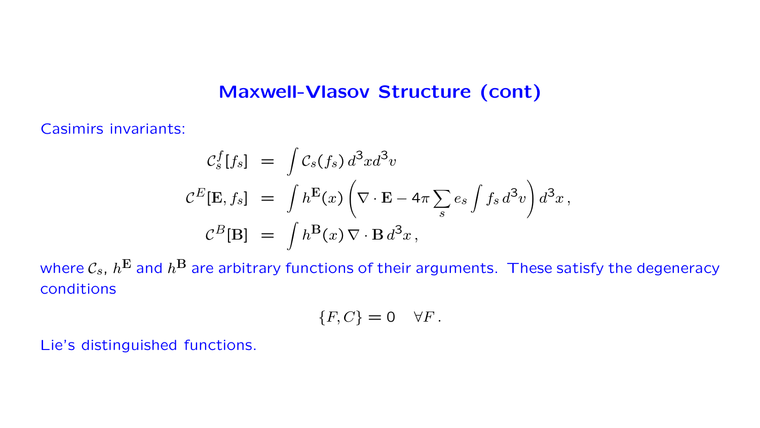## Maxwell-Vlasov Structure (cont)

Casimirs invariants:

$$
\begin{aligned}
\mathcal{C}_s^f[f_s] &= \int \mathcal{C}_s(f_s)\, d^3x d^3v \\
\mathcal{C}^E[\mathbf{E}, f_s] &= \int h^{\mathbf{E}}(x) \left( \nabla \cdot \mathbf{E} - 4\pi \sum_s e_s \int f_s \, d^3v \right) d^3x \,, \\
\mathcal{C}^B[\mathbf{B}] &= \int h^{\mathbf{B}}(x)\, \nabla \cdot \mathbf{B} \, d^3x \,,
\end{aligned}
$$

where $\mathcal{C}_s$, $h^{\mathbf{E}}$ and $h^{\mathbf{B}}$ are arbitrary functions of their arguments. These satisfy the degeneracy conditions

$$
\{F, C\} = 0 \quad \forall F \,.
$$

Lie's distinguished functions.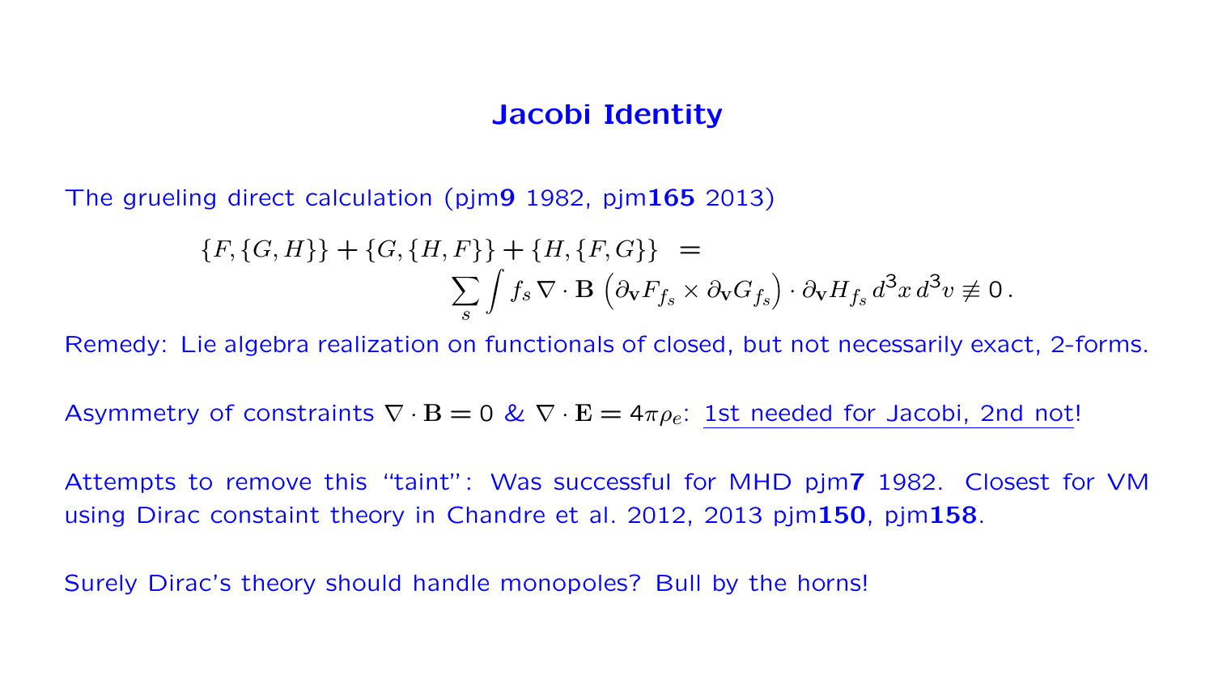# Jacobi Identity

The grueling direct calculation (pjm**9** 1982, pjm**165** 2013)

$$
\{F,\{G,H\}\} + \{G,\{H,F\}\} + \{H,\{F,G\}\} \;=\; \sum_s \int f_s \, \nabla \cdot \mathbf{B} \left( \partial_{\mathbf{v}} F_{f_s} \times \partial_{\mathbf{v}} G_{f_s} \right) \cdot \partial_{\mathbf{v}} H_{f_s} \, d^3x \, d^3v \not\equiv 0 \,.
$$

Remedy: Lie algebra realization on functionals of closed, but not necessarily exact, 2-forms.

Asymmetry of constraints $\nabla \cdot \mathbf{B} = 0$ & $\nabla \cdot \mathbf{E} = 4\pi\rho_e$: <u>1st needed for Jacobi, 2nd not</u>!

Attempts to remove this "taint": Was successful for MHD pjm**7** 1982. Closest for VM using Dirac constaint theory in Chandre et al. 2012, 2013 pjm**150**, pjm**158**.

Surely Dirac's theory should handle monopoles? Bull by the horns!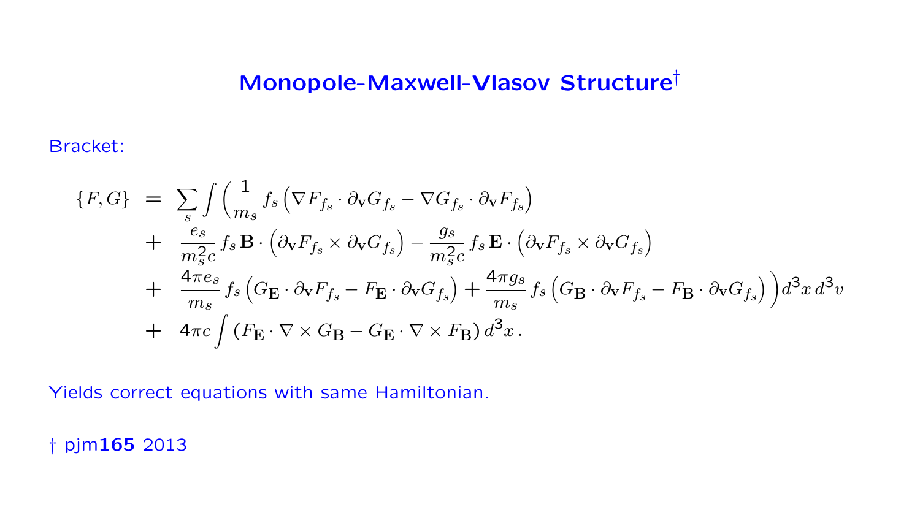# Monopole-Maxwell-Vlasov Structure†

Bracket:

$$
\begin{aligned}
\{F,G\} \;&=\; \sum_s \int \Big( \frac{1}{m_s}\, f_s \left( \nabla F_{f_s} \cdot \partial_{\mathbf{v}} G_{f_s} - \nabla G_{f_s} \cdot \partial_{\mathbf{v}} F_{f_s} \right) \\
&+\; \frac{e_s}{m_s^2 c}\, f_s \, \mathbf{B} \cdot \left( \partial_{\mathbf{v}} F_{f_s} \times \partial_{\mathbf{v}} G_{f_s} \right) - \frac{g_s}{m_s^2 c}\, f_s \, \mathbf{E} \cdot \left( \partial_{\mathbf{v}} F_{f_s} \times \partial_{\mathbf{v}} G_{f_s} \right) \\
&+\; \frac{4\pi e_s}{m_s}\, f_s \left( G_{\mathbf{E}} \cdot \partial_{\mathbf{v}} F_{f_s} - F_{\mathbf{E}} \cdot \partial_{\mathbf{v}} G_{f_s} \right) + \frac{4\pi g_s}{m_s}\, f_s \left( G_{\mathbf{B}} \cdot \partial_{\mathbf{v}} F_{f_s} - F_{\mathbf{B}} \cdot \partial_{\mathbf{v}} G_{f_s} \right) \Big) d^3x\, d^3v \\
&+\; 4\pi c \int \left( F_{\mathbf{E}} \cdot \nabla \times G_{\mathbf{B}} - G_{\mathbf{E}} \cdot \nabla \times F_{\mathbf{B}} \right) d^3x \,.
\end{aligned}
$$

Yields correct equations with same Hamiltonian.

† pjm**165** 2013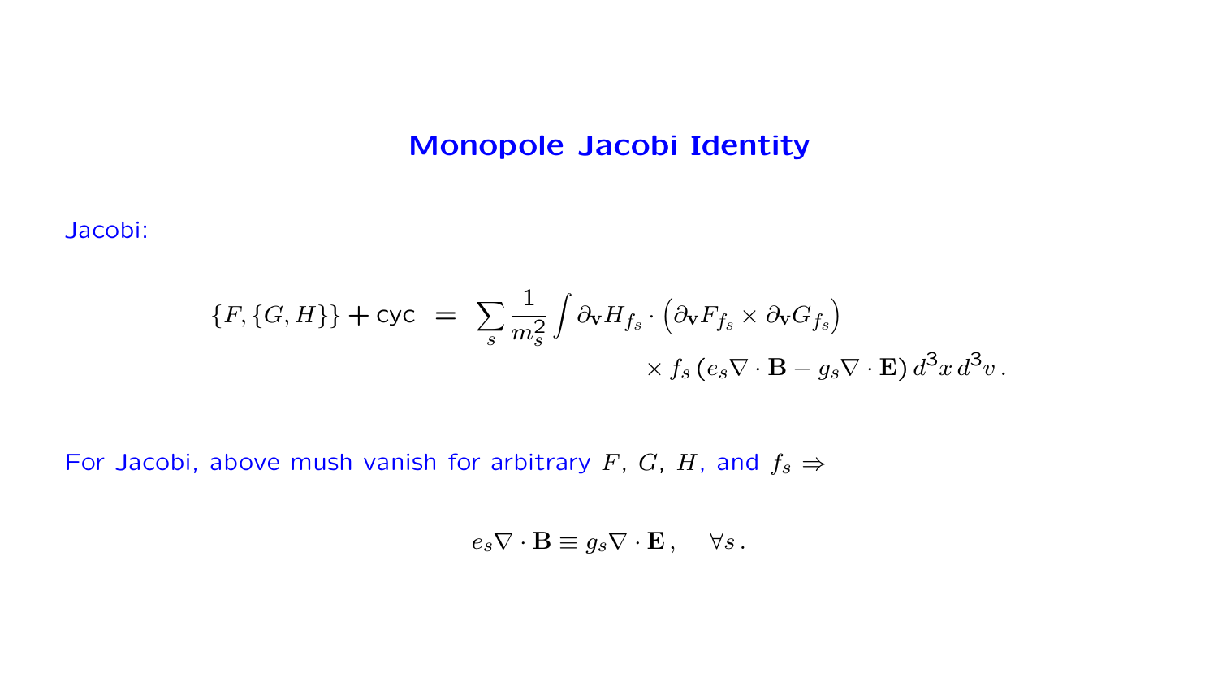# Monopole Jacobi Identity

Jacobi:

$$
\{F,\{G,H\}\} + \mathsf{cyc} \;=\; \sum_s \frac{1}{m_s^2}\int \partial_{\mathbf{v}} H_{f_s}\cdot\Big(\partial_{\mathbf{v}} F_{f_s}\times \partial_{\mathbf{v}} G_{f_s}\Big) \times f_s\,(e_s\nabla\cdot\mathbf{B} - g_s\nabla\cdot\mathbf{E})\,d^3x\,d^3v\,.
$$

For Jacobi, above mush vanish for arbitrary $F$, $G$, $H$, and $f_s \Rightarrow$

$$
e_s\nabla\cdot\mathbf{B} \equiv g_s\nabla\cdot\mathbf{E}\,, \quad \forall s\,.
$$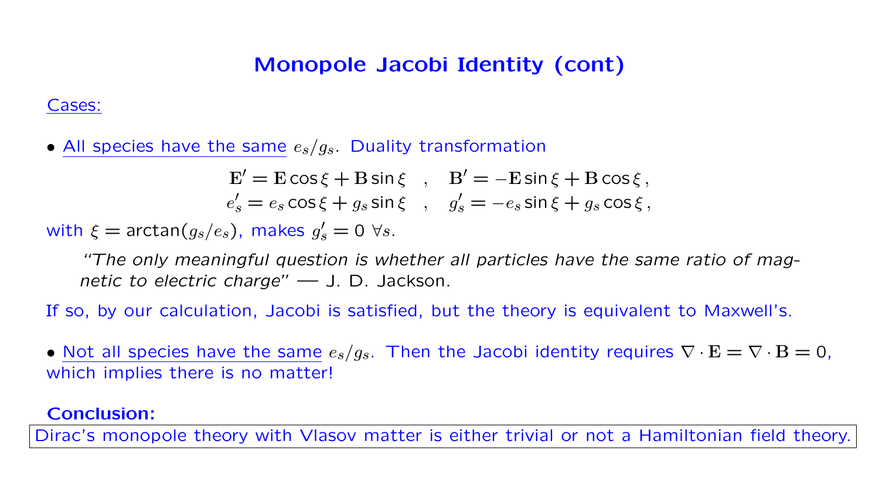## Monopole Jacobi Identity (cont)

Cases:

- All species have the same $e_s/g_s$. Duality transformation

$$
\mathbf{E}' = \mathbf{E}\cos\xi + \mathbf{B}\sin\xi \quad , \quad \mathbf{B}' = -\mathbf{E}\sin\xi + \mathbf{B}\cos\xi \,,
$$
$$
e_s' = e_s\cos\xi + g_s\sin\xi \quad , \quad g_s' = -e_s\sin\xi + g_s\cos\xi \,,
$$

with $\xi = \arctan(g_s/e_s)$, makes $g_s' = 0 \ \forall s$.

> *"The only meaningful question is whether all particles have the same ratio of magnetic to electric charge"* — J. D. Jackson.

If so, by our calculation, Jacobi is satisfied, but the theory is equivalent to Maxwell's.

- Not all species have the same $e_s/g_s$. Then the Jacobi identity requires $\nabla \cdot \mathbf{E} = \nabla \cdot \mathbf{B} = 0$, which implies there is no matter!

**Conclusion:**

Dirac's monopole theory with Vlasov matter is either trivial or not a Hamiltonian field theory.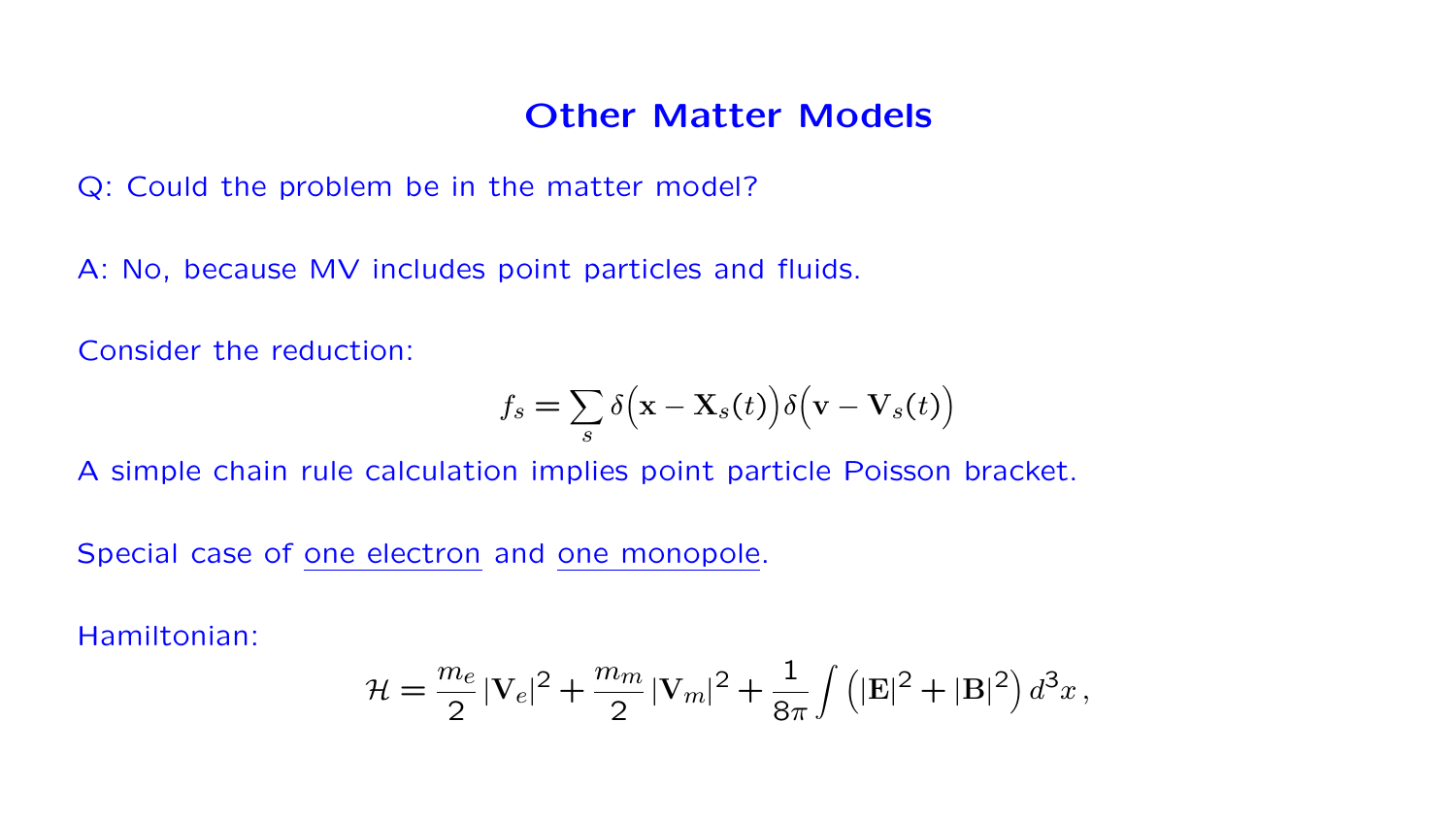# Other Matter Models

Q: Could the problem be in the matter model?

A: No, because MV includes point particles and fluids.

Consider the reduction:

$$f_s = \sum_s \delta\Big(\mathbf{x} - \mathbf{X}_s(t)\Big)\delta\Big(\mathbf{v} - \mathbf{V}_s(t)\Big)$$

A simple chain rule calculation implies point particle Poisson bracket.

Special case of <u>one electron</u> and <u>one monopole</u>.

Hamiltonian:

$$\mathcal{H} = \frac{m_e}{2}\,|\mathbf{V}_e|^2 + \frac{m_m}{2}\,|\mathbf{V}_m|^2 + \frac{1}{8\pi}\int\Big(|\mathbf{E}|^2 + |\mathbf{B}|^2\Big)\,d^3x\,,$$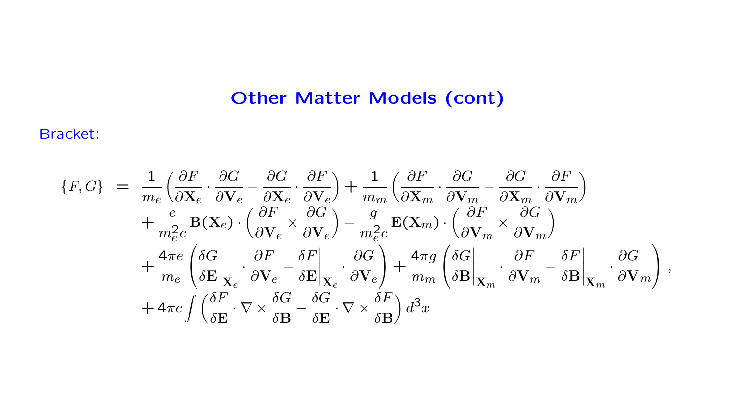## Other Matter Models (cont)

Bracket:

$$
\begin{aligned}
\{F,G\} \;=\;& \frac{1}{m_e}\left(\frac{\partial F}{\partial \mathbf{X}_e}\cdot\frac{\partial G}{\partial \mathbf{V}_e}-\frac{\partial G}{\partial \mathbf{X}_e}\cdot\frac{\partial F}{\partial \mathbf{V}_e}\right)+\frac{1}{m_m}\left(\frac{\partial F}{\partial \mathbf{X}_m}\cdot\frac{\partial G}{\partial \mathbf{V}_m}-\frac{\partial G}{\partial \mathbf{X}_m}\cdot\frac{\partial F}{\partial \mathbf{V}_m}\right)\\
&+\frac{e}{m_e^2 c}\mathbf{B}(\mathbf{X}_e)\cdot\left(\frac{\partial F}{\partial \mathbf{V}_e}\times\frac{\partial G}{\partial \mathbf{V}_e}\right)-\frac{g}{m_e^2 c}\mathbf{E}(\mathbf{X}_m)\cdot\left(\frac{\partial F}{\partial \mathbf{V}_m}\times\frac{\partial G}{\partial \mathbf{V}_m}\right)\\
&+\frac{4\pi e}{m_e}\left(\left.\frac{\delta G}{\delta \mathbf{E}}\right|_{\mathbf{X}_e}\cdot\frac{\partial F}{\partial \mathbf{V}_e}-\left.\frac{\delta F}{\delta \mathbf{E}}\right|_{\mathbf{X}_e}\cdot\frac{\partial G}{\partial \mathbf{V}_e}\right)+\frac{4\pi g}{m_m}\left(\left.\frac{\delta G}{\delta \mathbf{B}}\right|_{\mathbf{X}_m}\cdot\frac{\partial F}{\partial \mathbf{V}_m}-\left.\frac{\delta F}{\delta \mathbf{B}}\right|_{\mathbf{X}_m}\cdot\frac{\partial G}{\partial \mathbf{V}_m}\right),\\
&+4\pi c\int\left(\frac{\delta F}{\delta \mathbf{E}}\cdot\nabla\times\frac{\delta G}{\delta \mathbf{B}}-\frac{\delta G}{\delta \mathbf{E}}\cdot\nabla\times\frac{\delta F}{\delta \mathbf{B}}\right)d^3x
\end{aligned}
$$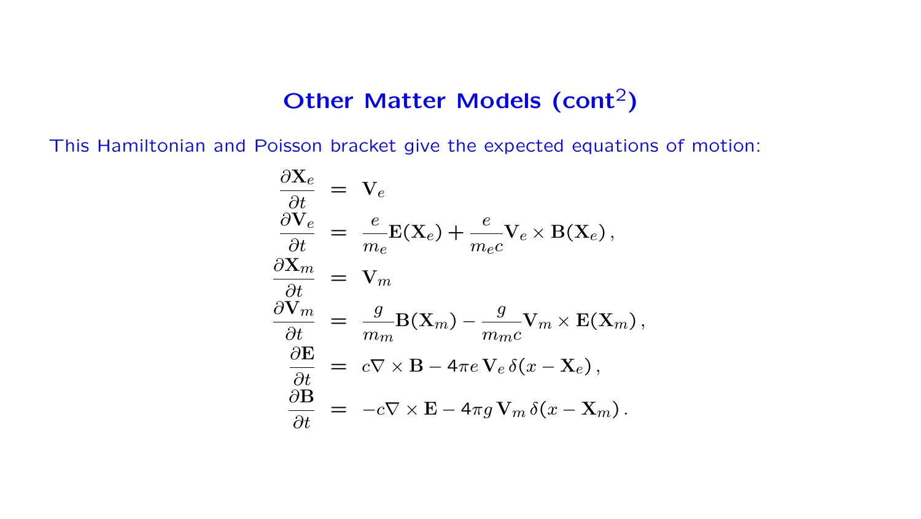# Other Matter Models (cont$^2$)

This Hamiltonian and Poisson bracket give the expected equations of motion:

$$
\begin{aligned}
\frac{\partial \mathbf{X}_e}{\partial t} &= \mathbf{V}_e \\
\frac{\partial \mathbf{V}_e}{\partial t} &= \frac{e}{m_e}\mathbf{E}(\mathbf{X}_e) + \frac{e}{m_e c}\mathbf{V}_e \times \mathbf{B}(\mathbf{X}_e)\,, \\
\frac{\partial \mathbf{X}_m}{\partial t} &= \mathbf{V}_m \\
\frac{\partial \mathbf{V}_m}{\partial t} &= \frac{g}{m_m}\mathbf{B}(\mathbf{X}_m) - \frac{g}{m_m c}\mathbf{V}_m \times \mathbf{E}(\mathbf{X}_m)\,, \\
\frac{\partial \mathbf{E}}{\partial t} &= c\nabla \times \mathbf{B} - 4\pi e\,\mathbf{V}_e\,\delta(x - \mathbf{X}_e)\,, \\
\frac{\partial \mathbf{B}}{\partial t} &= -c\nabla \times \mathbf{E} - 4\pi g\,\mathbf{V}_m\,\delta(x - \mathbf{X}_m)\,.
\end{aligned}
$$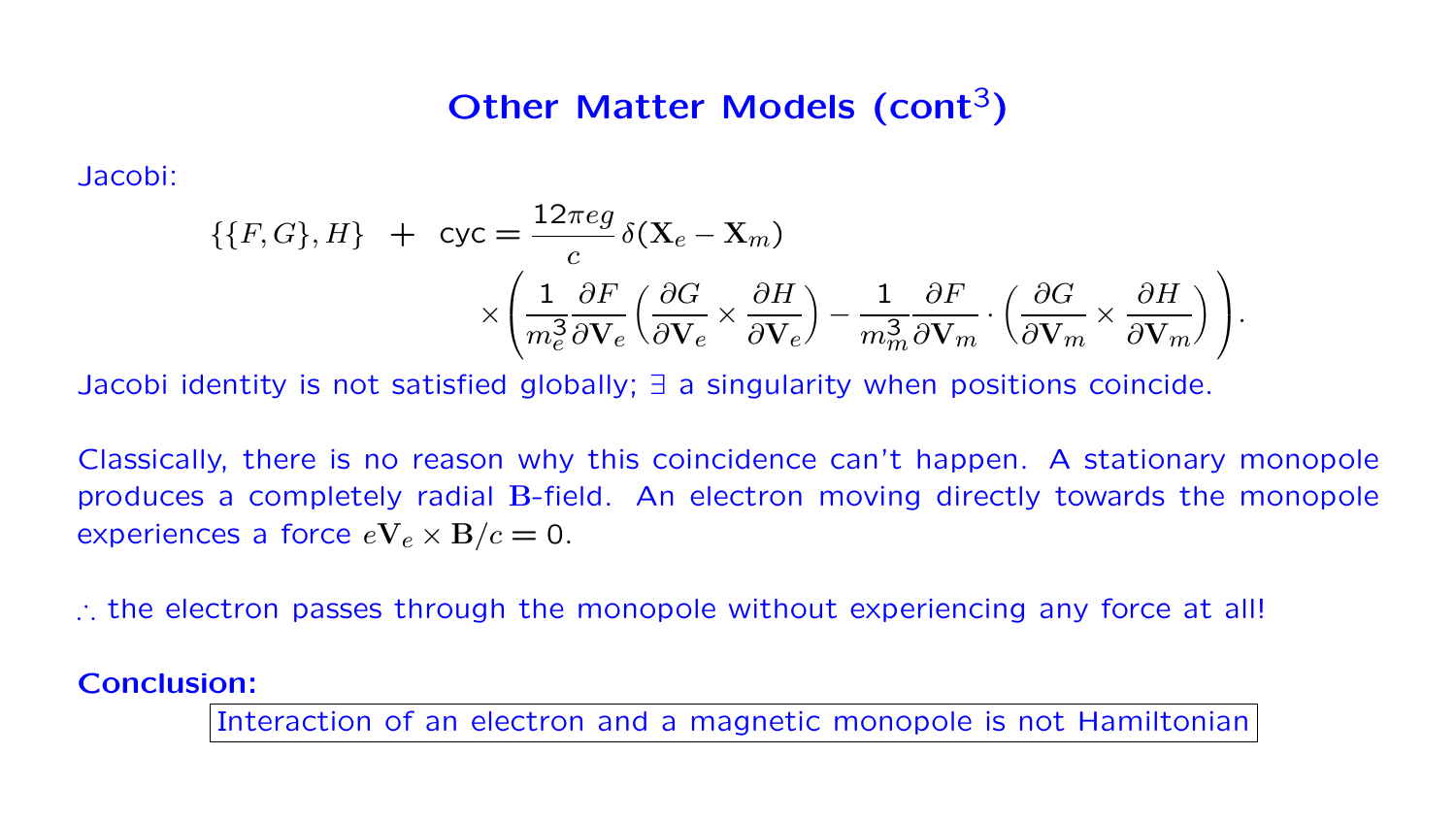# Other Matter Models (cont$^3$)

Jacobi:

$$\{\{F,G\},H\} \;+\; \text{cyc} = \frac{12\pi e g}{c}\,\delta(\mathbf{X}_e - \mathbf{X}_m) \times\left(\frac{1}{m_e^3}\frac{\partial F}{\partial \mathbf{V}_e}\left(\frac{\partial G}{\partial \mathbf{V}_e}\times\frac{\partial H}{\partial \mathbf{V}_e}\right) - \frac{1}{m_m^3}\frac{\partial F}{\partial \mathbf{V}_m}\cdot\left(\frac{\partial G}{\partial \mathbf{V}_m}\times\frac{\partial H}{\partial \mathbf{V}_m}\right)\right).$$

Jacobi identity is not satisfied globally; $\exists$ a singularity when positions coincide.

Classically, there is no reason why this coincidence can't happen. A stationary monopole produces a completely radial $\mathbf{B}$-field. An electron moving directly towards the monopole experiences a force $e\mathbf{V}_e \times \mathbf{B}/c = 0$.

$\therefore$ the electron passes through the monopole without experiencing any force at all!

**Conclusion:**

Interaction of an electron and a magnetic monopole is not Hamiltonian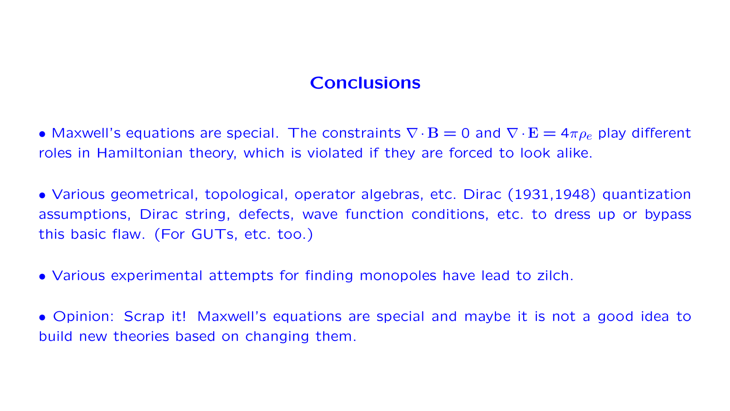# Conclusions

• Maxwell's equations are special. The constraints $\nabla \cdot \mathbf{B} = 0$ and $\nabla \cdot \mathbf{E} = 4\pi\rho_e$ play different roles in Hamiltonian theory, which is violated if they are forced to look alike.

• Various geometrical, topological, operator algebras, etc. Dirac (1931,1948) quantization assumptions, Dirac string, defects, wave function conditions, etc. to dress up or bypass this basic flaw. (For GUTs, etc. too.)

• Various experimental attempts for finding monopoles have lead to zilch.

• Opinion: Scrap it! Maxwell's equations are special and maybe it is not a good idea to build new theories based on changing them.